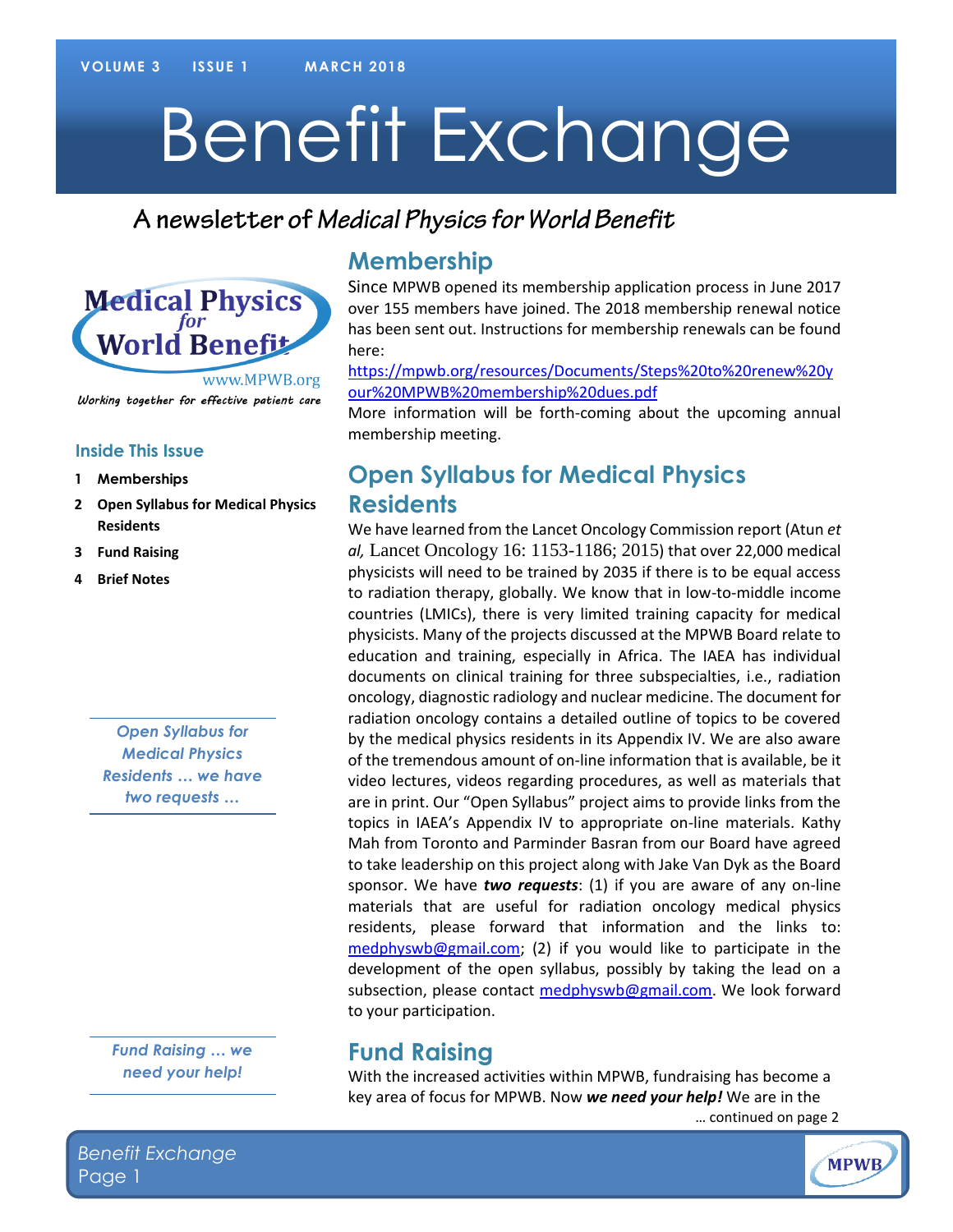# Benefit Exchange

A newsletter of *Medical Physics for World Benefit*

Medical Physics for World Benefit
www.MPWB.org
*Working together for effective patient care*

### Inside This Issue

1. **Memberships**
2. **Open Syllabus for Medical Physics Residents**
3. **Fund Raising**
4. **Brief Notes**

## Membership

Since MPWB opened its membership application process in June 2017 over 155 members have joined. The 2018 membership renewal notice has been sent out. Instructions for membership renewals can be found here:

https://mpwb.org/resources/Documents/Steps%20to%20renew%20your%20MPWB%20membership%20dues.pdf

More information will be forth-coming about the upcoming annual membership meeting.

## Open Syllabus for Medical Physics Residents

*Open Syllabus for Medical Physics Residents … we have two requests …*

We have learned from the Lancet Oncology Commission report (Atun *et al,* Lancet Oncology 16: 1153-1186; 2015) that over 22,000 medical physicists will need to be trained by 2035 if there is to be equal access to radiation therapy, globally. We know that in low-to-middle income countries (LMICs), there is very limited training capacity for medical physicists. Many of the projects discussed at the MPWB Board relate to education and training, especially in Africa. The IAEA has individual documents on clinical training for three subspecialties, i.e., radiation oncology, diagnostic radiology and nuclear medicine. The document for radiation oncology contains a detailed outline of topics to be covered by the medical physics residents in its Appendix IV. We are also aware of the tremendous amount of on-line information that is available, be it video lectures, videos regarding procedures, as well as materials that are in print. Our "Open Syllabus" project aims to provide links from the topics in IAEA's Appendix IV to appropriate on-line materials. Kathy Mah from Toronto and Parminder Basran from our Board have agreed to take leadership on this project along with Jake Van Dyk as the Board sponsor. We have ***two requests***: (1) if you are aware of any on-line materials that are useful for radiation oncology medical physics residents, please forward that information and the links to: medphyswb@gmail.com; (2) if you would like to participate in the development of the open syllabus, possibly by taking the lead on a subsection, please contact medphyswb@gmail.com. We look forward to your participation.

## Fund Raising

*Fund Raising … we need your help!*

With the increased activities within MPWB, fundraising has become a key area of focus for MPWB. Now ***we need your help!*** We are in the

… continued on page 2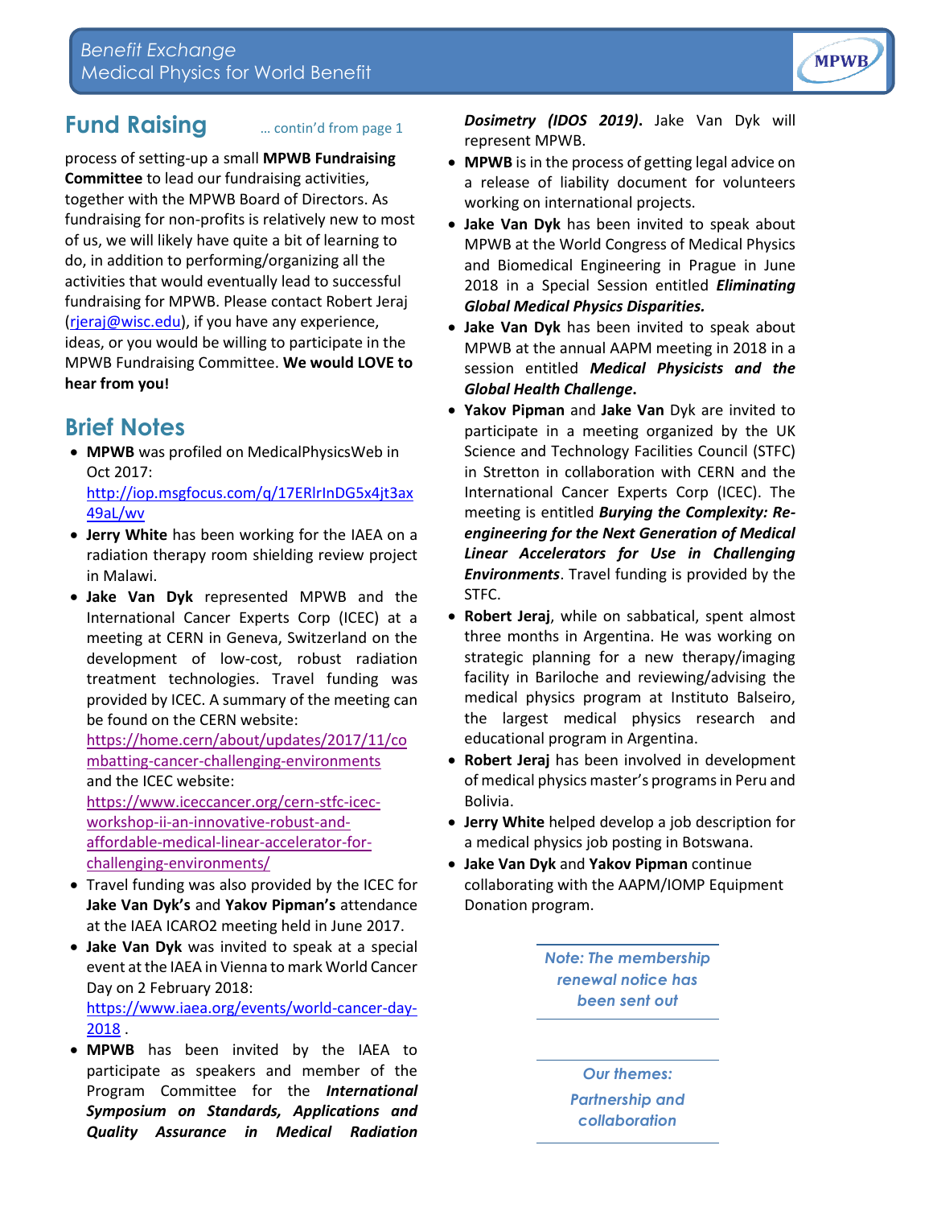## Fund Raising

… contin'd from page 1

process of setting-up a small **MPWB Fundraising Committee** to lead our fundraising activities, together with the MPWB Board of Directors. As fundraising for non-profits is relatively new to most of us, we will likely have quite a bit of learning to do, in addition to performing/organizing all the activities that would eventually lead to successful fundraising for MPWB. Please contact Robert Jeraj (rjeraj@wisc.edu), if you have any experience, ideas, or you would be willing to participate in the MPWB Fundraising Committee. **We would LOVE to hear from you!**

## Brief Notes

- **MPWB** was profiled on MedicalPhysicsWeb in Oct 2017: http://iop.msgfocus.com/q/17ERlrInDG5x4jt3ax49aL/wv
- **Jerry White** has been working for the IAEA on a radiation therapy room shielding review project in Malawi.
- **Jake Van Dyk** represented MPWB and the International Cancer Experts Corp (ICEC) at a meeting at CERN in Geneva, Switzerland on the development of low-cost, robust radiation treatment technologies. Travel funding was provided by ICEC. A summary of the meeting can be found on the CERN website: https://home.cern/about/updates/2017/11/combatting-cancer-challenging-environments and the ICEC website: https://www.iceccancer.org/cern-stfc-icec-workshop-ii-an-innovative-robust-and-affordable-medical-linear-accelerator-for-challenging-environments/
- Travel funding was also provided by the ICEC for **Jake Van Dyk's** and **Yakov Pipman's** attendance at the IAEA ICARO2 meeting held in June 2017.
- **Jake Van Dyk** was invited to speak at a special event at the IAEA in Vienna to mark World Cancer Day on 2 February 2018: https://www.iaea.org/events/world-cancer-day-2018 .
- **MPWB** has been invited by the IAEA to participate as speakers and member of the Program Committee for the ***International Symposium on Standards, Applications and Quality Assurance in Medical Radiation Dosimetry (IDOS 2019)***. Jake Van Dyk will represent MPWB.
- **MPWB** is in the process of getting legal advice on a release of liability document for volunteers working on international projects.
- **Jake Van Dyk** has been invited to speak about MPWB at the World Congress of Medical Physics and Biomedical Engineering in Prague in June 2018 in a Special Session entitled ***Eliminating Global Medical Physics Disparities.***
- **Jake Van Dyk** has been invited to speak about MPWB at the annual AAPM meeting in 2018 in a session entitled ***Medical Physicists and the Global Health Challenge***.
- **Yakov Pipman** and **Jake Van** Dyk are invited to participate in a meeting organized by the UK Science and Technology Facilities Council (STFC) in Stretton in collaboration with CERN and the International Cancer Experts Corp (ICEC). The meeting is entitled ***Burying the Complexity: Re-engineering for the Next Generation of Medical Linear Accelerators for Use in Challenging Environments***. Travel funding is provided by the STFC.
- **Robert Jeraj**, while on sabbatical, spent almost three months in Argentina. He was working on strategic planning for a new therapy/imaging facility in Bariloche and reviewing/advising the medical physics program at Instituto Balseiro, the largest medical physics research and educational program in Argentina.
- **Robert Jeraj** has been involved in development of medical physics master's programs in Peru and Bolivia.
- **Jerry White** helped develop a job description for a medical physics job posting in Botswana.
- **Jake Van Dyk** and **Yakov Pipman** continue collaborating with the AAPM/IOMP Equipment Donation program.

*Note: The membership renewal notice has been sent out*

*Our themes: Partnership and collaboration*